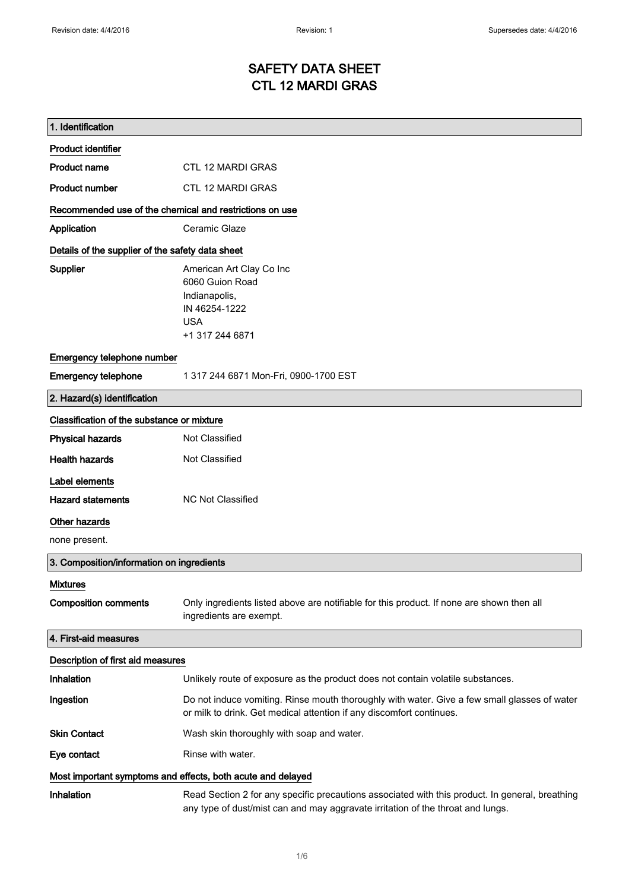# SAFETY DATA SHEET
# CTL 12 MARDI GRAS

## 1. Identification

### Product identifier

**Product name** CTL 12 MARDI GRAS

**Product number** CTL 12 MARDI GRAS

### Recommended use of the chemical and restrictions on use

**Application** Ceramic Glaze

### Details of the supplier of the safety data sheet

**Supplier**
American Art Clay Co Inc
6060 Guion Road
Indianapolis,
IN 46254-1222
USA
+1 317 244 6871

### Emergency telephone number

**Emergency telephone** 1 317 244 6871 Mon-Fri, 0900-1700 EST

## 2. Hazard(s) identification

### Classification of the substance or mixture

**Physical hazards** Not Classified

**Health hazards** Not Classified

### Label elements

**Hazard statements** NC Not Classified

### Other hazards

none present.

## 3. Composition/information on ingredients

### Mixtures

**Composition comments** Only ingredients listed above are notifiable for this product. If none are shown then all ingredients are exempt.

## 4. First-aid measures

### Description of first aid measures

**Inhalation** Unlikely route of exposure as the product does not contain volatile substances.

**Ingestion** Do not induce vomiting. Rinse mouth thoroughly with water. Give a few small glasses of water or milk to drink. Get medical attention if any discomfort continues.

**Skin Contact** Wash skin thoroughly with soap and water.

**Eye contact** Rinse with water.

### Most important symptoms and effects, both acute and delayed

**Inhalation** Read Section 2 for any specific precautions associated with this product. In general, breathing any type of dust/mist can and may aggravate irritation of the throat and lungs.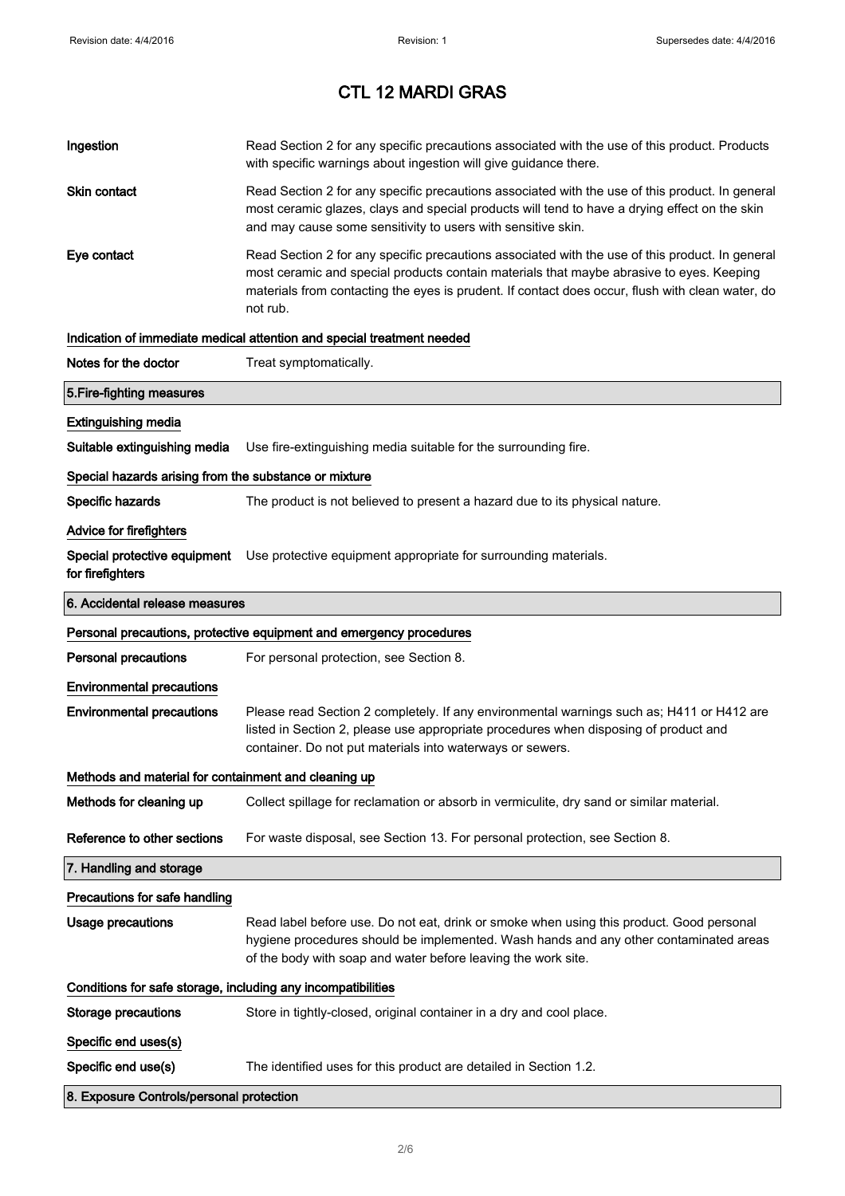# CTL 12 MARDI GRAS

| | |
|---|---|
| **Ingestion** | Read Section 2 for any specific precautions associated with the use of this product. Products with specific warnings about ingestion will give guidance there. |
| **Skin contact** | Read Section 2 for any specific precautions associated with the use of this product. In general most ceramic glazes, clays and special products will tend to have a drying effect on the skin and may cause some sensitivity to users with sensitive skin. |
| **Eye contact** | Read Section 2 for any specific precautions associated with the use of this product. In general most ceramic and special products contain materials that maybe abrasive to eyes. Keeping materials from contacting the eyes is prudent. If contact does occur, flush with clean water, do not rub. |

### Indication of immediate medical attention and special treatment needed

| | |
|---|---|
| **Notes for the doctor** | Treat symptomatically. |

## 5.Fire-fighting measures

### Extinguishing media

| | |
|---|---|
| **Suitable extinguishing media** | Use fire-extinguishing media suitable for the surrounding fire. |

### Special hazards arising from the substance or mixture

| | |
|---|---|
| **Specific hazards** | The product is not believed to present a hazard due to its physical nature. |

### Advice for firefighters

| | |
|---|---|
| **Special protective equipment for firefighters** | Use protective equipment appropriate for surrounding materials. |

## 6. Accidental release measures

### Personal precautions, protective equipment and emergency procedures

| | |
|---|---|
| **Personal precautions** | For personal protection, see Section 8. |

### Environmental precautions

| | |
|---|---|
| **Environmental precautions** | Please read Section 2 completely. If any environmental warnings such as; H411 or H412 are listed in Section 2, please use appropriate procedures when disposing of product and container. Do not put materials into waterways or sewers. |

### Methods and material for containment and cleaning up

| | |
|---|---|
| **Methods for cleaning up** | Collect spillage for reclamation or absorb in vermiculite, dry sand or similar material. |
| **Reference to other sections** | For waste disposal, see Section 13. For personal protection, see Section 8. |

## 7. Handling and storage

### Precautions for safe handling

| | |
|---|---|
| **Usage precautions** | Read label before use. Do not eat, drink or smoke when using this product. Good personal hygiene procedures should be implemented. Wash hands and any other contaminated areas of the body with soap and water before leaving the work site. |

### Conditions for safe storage, including any incompatibilities

| | |
|---|---|
| **Storage precautions** | Store in tightly-closed, original container in a dry and cool place. |

### Specific end uses(s)

| | |
|---|---|
| **Specific end use(s)** | The identified uses for this product are detailed in Section 1.2. |

## 8. Exposure Controls/personal protection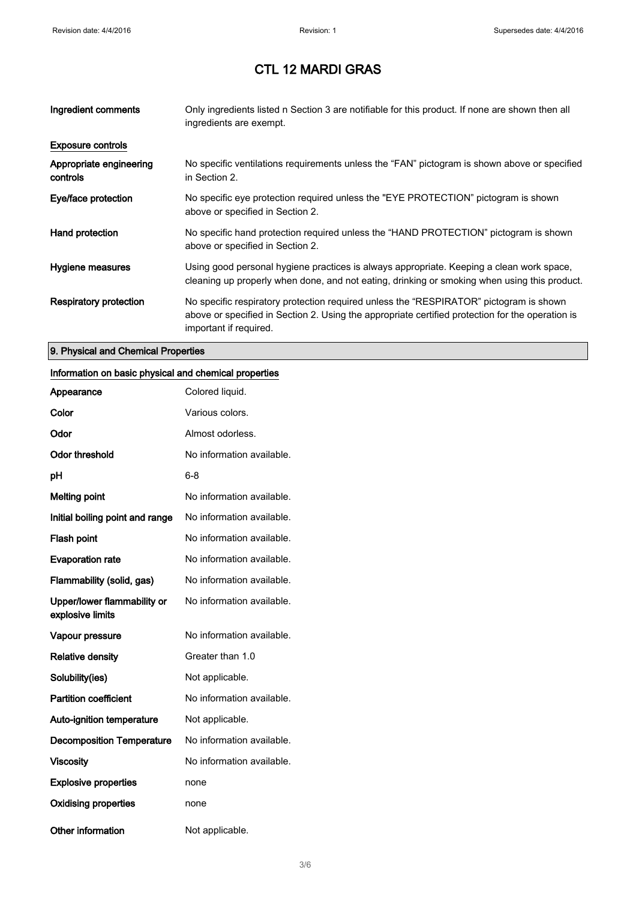# CTL 12 MARDI GRAS

| | |
|---|---|
| **Ingredient comments** | Only ingredients listed n Section 3 are notifiable for this product. If none are shown then all ingredients are exempt. |

**Exposure controls**

| | |
|---|---|
| **Appropriate engineering controls** | No specific ventilations requirements unless the "FAN" pictogram is shown above or specified in Section 2. |
| **Eye/face protection** | No specific eye protection required unless the "EYE PROTECTION" pictogram is shown above or specified in Section 2. |
| **Hand protection** | No specific hand protection required unless the "HAND PROTECTION" pictogram is shown above or specified in Section 2. |
| **Hygiene measures** | Using good personal hygiene practices is always appropriate. Keeping a clean work space, cleaning up properly when done, and not eating, drinking or smoking when using this product. |
| **Respiratory protection** | No specific respiratory protection required unless the "RESPIRATOR" pictogram is shown above or specified in Section 2. Using the appropriate certified protection for the operation is important if required. |

## 9. Physical and Chemical Properties

**Information on basic physical and chemical properties**

| | |
|---|---|
| **Appearance** | Colored liquid. |
| **Color** | Various colors. |
| **Odor** | Almost odorless. |
| **Odor threshold** | No information available. |
| **pH** | 6-8 |
| **Melting point** | No information available. |
| **Initial boiling point and range** | No information available. |
| **Flash point** | No information available. |
| **Evaporation rate** | No information available. |
| **Flammability (solid, gas)** | No information available. |
| **Upper/lower flammability or explosive limits** | No information available. |
| **Vapour pressure** | No information available. |
| **Relative density** | Greater than 1.0 |
| **Solubility(ies)** | Not applicable. |
| **Partition coefficient** | No information available. |
| **Auto-ignition temperature** | Not applicable. |
| **Decomposition Temperature** | No information available. |
| **Viscosity** | No information available. |
| **Explosive properties** | none |
| **Oxidising properties** | none |
| **Other information** | Not applicable. |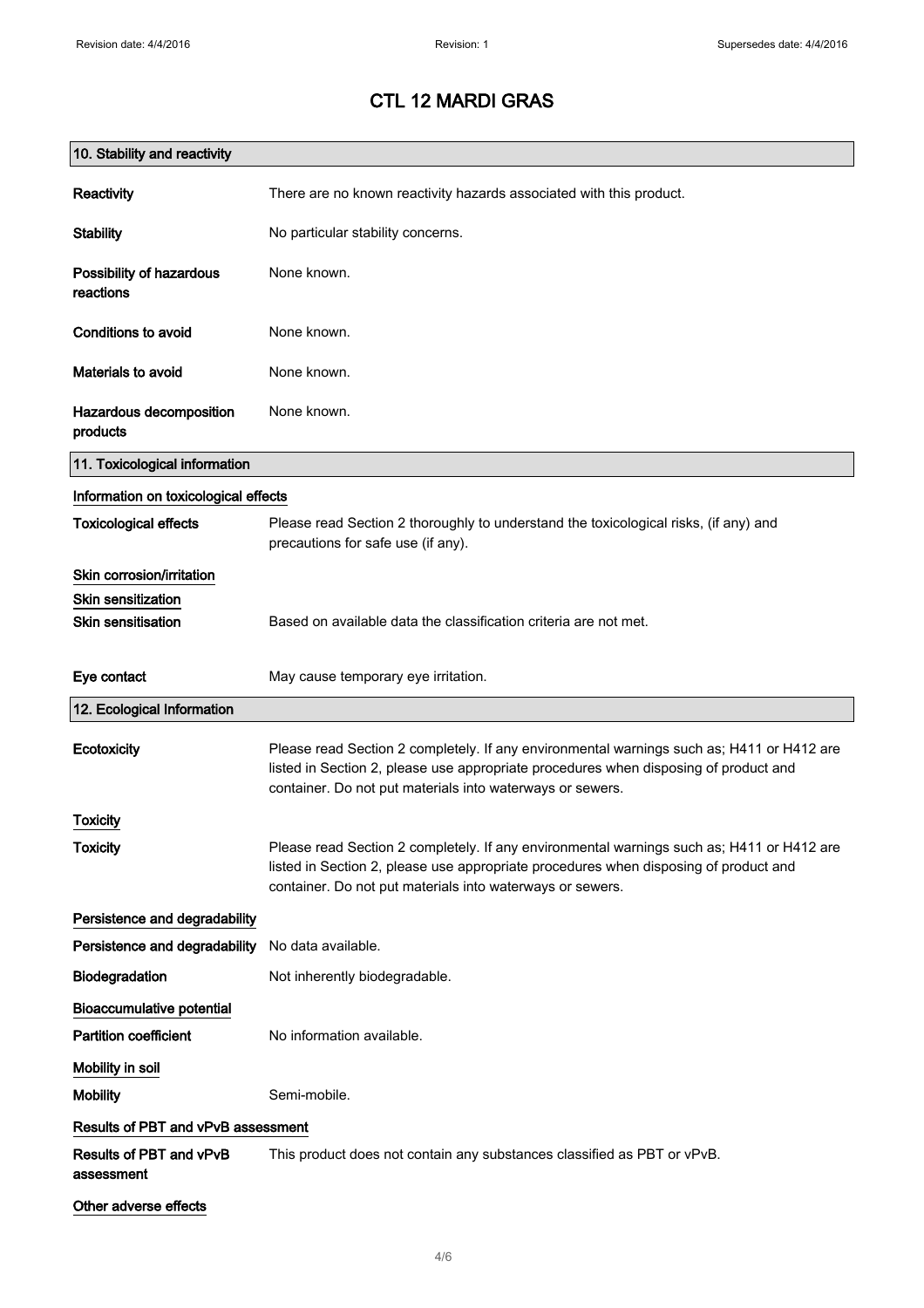# CTL 12 MARDI GRAS

## 10. Stability and reactivity

**Reactivity** There are no known reactivity hazards associated with this product.

**Stability** No particular stability concerns.

**Possibility of hazardous reactions** None known.

**Conditions to avoid** None known.

**Materials to avoid** None known.

**Hazardous decomposition products** None known.

## 11. Toxicological information

### Information on toxicological effects

**Toxicological effects** Please read Section 2 thoroughly to understand the toxicological risks, (if any) and precautions for safe use (if any).

### Skin corrosion/irritation

### Skin sensitization

**Skin sensitisation** Based on available data the classification criteria are not met.

**Eye contact** May cause temporary eye irritation.

## 12. Ecological Information

**Ecotoxicity** Please read Section 2 completely. If any environmental warnings such as; H411 or H412 are listed in Section 2, please use appropriate procedures when disposing of product and container. Do not put materials into waterways or sewers.

### Toxicity

**Toxicity** Please read Section 2 completely. If any environmental warnings such as; H411 or H412 are listed in Section 2, please use appropriate procedures when disposing of product and container. Do not put materials into waterways or sewers.

### Persistence and degradability

**Persistence and degradability** No data available.

**Biodegradation** Not inherently biodegradable.

### Bioaccumulative potential

**Partition coefficient** No information available.

### Mobility in soil

**Mobility** Semi-mobile.

### Results of PBT and vPvB assessment

**Results of PBT and vPvB assessment** This product does not contain any substances classified as PBT or vPvB.

### Other adverse effects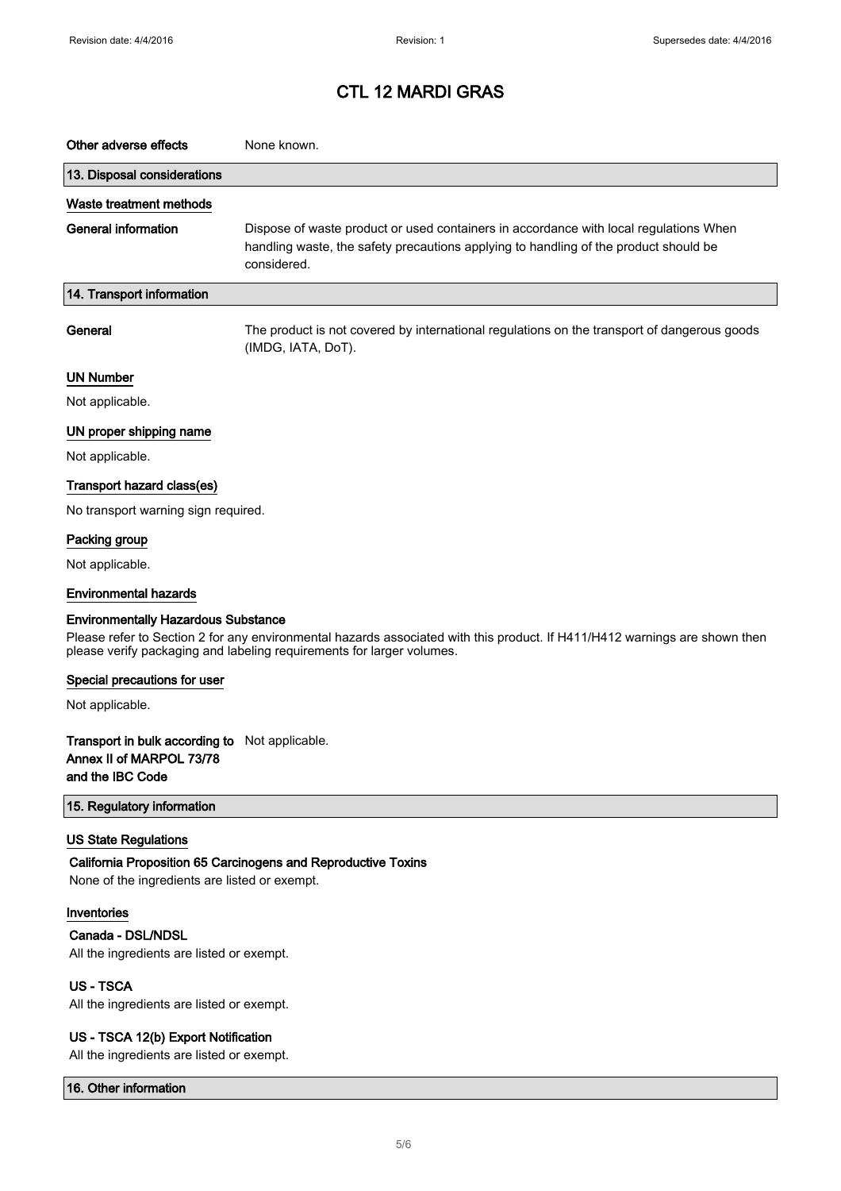# CTL 12 MARDI GRAS

**Other adverse effects** None known.

## 13. Disposal considerations

### Waste treatment methods

**General information** Dispose of waste product or used containers in accordance with local regulations When handling waste, the safety precautions applying to handling of the product should be considered.

## 14. Transport information

**General** The product is not covered by international regulations on the transport of dangerous goods (IMDG, IATA, DoT).

### UN Number

Not applicable.

### UN proper shipping name

Not applicable.

### Transport hazard class(es)

No transport warning sign required.

### Packing group

Not applicable.

### Environmental hazards

**Environmentally Hazardous Substance**

Please refer to Section 2 for any environmental hazards associated with this product. If H411/H412 warnings are shown then please verify packaging and labeling requirements for larger volumes.

### Special precautions for user

Not applicable.

**Transport in bulk according to Annex II of MARPOL 73/78 and the IBC Code** Not applicable.

## 15. Regulatory information

### US State Regulations

**California Proposition 65 Carcinogens and Reproductive Toxins**

None of the ingredients are listed or exempt.

### Inventories

**Canada - DSL/NDSL**

All the ingredients are listed or exempt.

**US - TSCA**

All the ingredients are listed or exempt.

**US - TSCA 12(b) Export Notification**

All the ingredients are listed or exempt.

## 16. Other information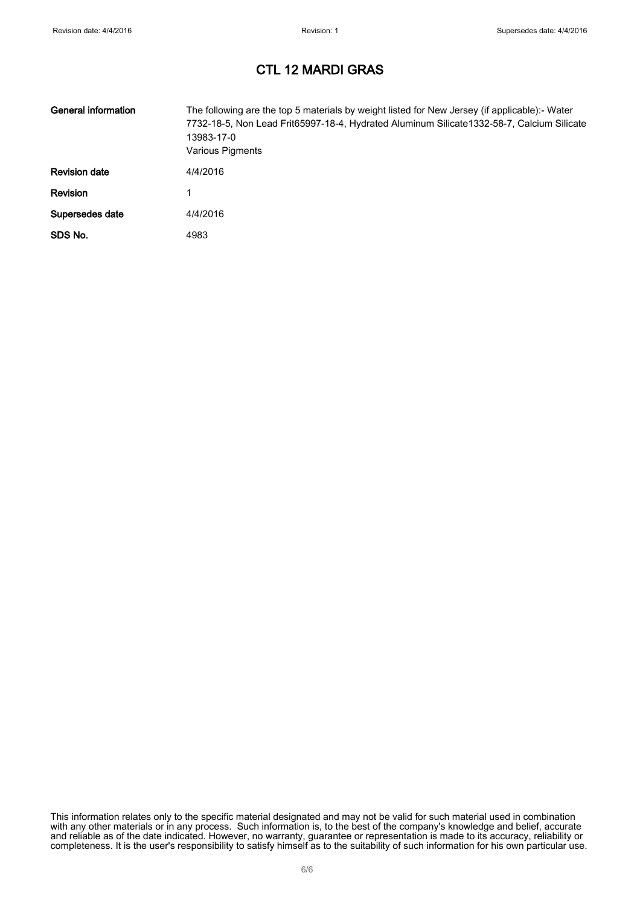# CTL 12 MARDI GRAS

| | |
|---|---|
| **General information** | The following are the top 5 materials by weight listed for New Jersey (if applicable):- Water 7732-18-5, Non Lead Frit65997-18-4, Hydrated Aluminum Silicate1332-58-7, Calcium Silicate 13983-17-0<br>Various Pigments |
| **Revision date** | 4/4/2016 |
| **Revision** | 1 |
| **Supersedes date** | 4/4/2016 |
| **SDS No.** | 4983 |

This information relates only to the specific material designated and may not be valid for such material used in combination with any other materials or in any process. Such information is, to the best of the company's knowledge and belief, accurate and reliable as of the date indicated. However, no warranty, guarantee or representation is made to its accuracy, reliability or completeness. It is the user's responsibility to satisfy himself as to the suitability of such information for his own particular use.